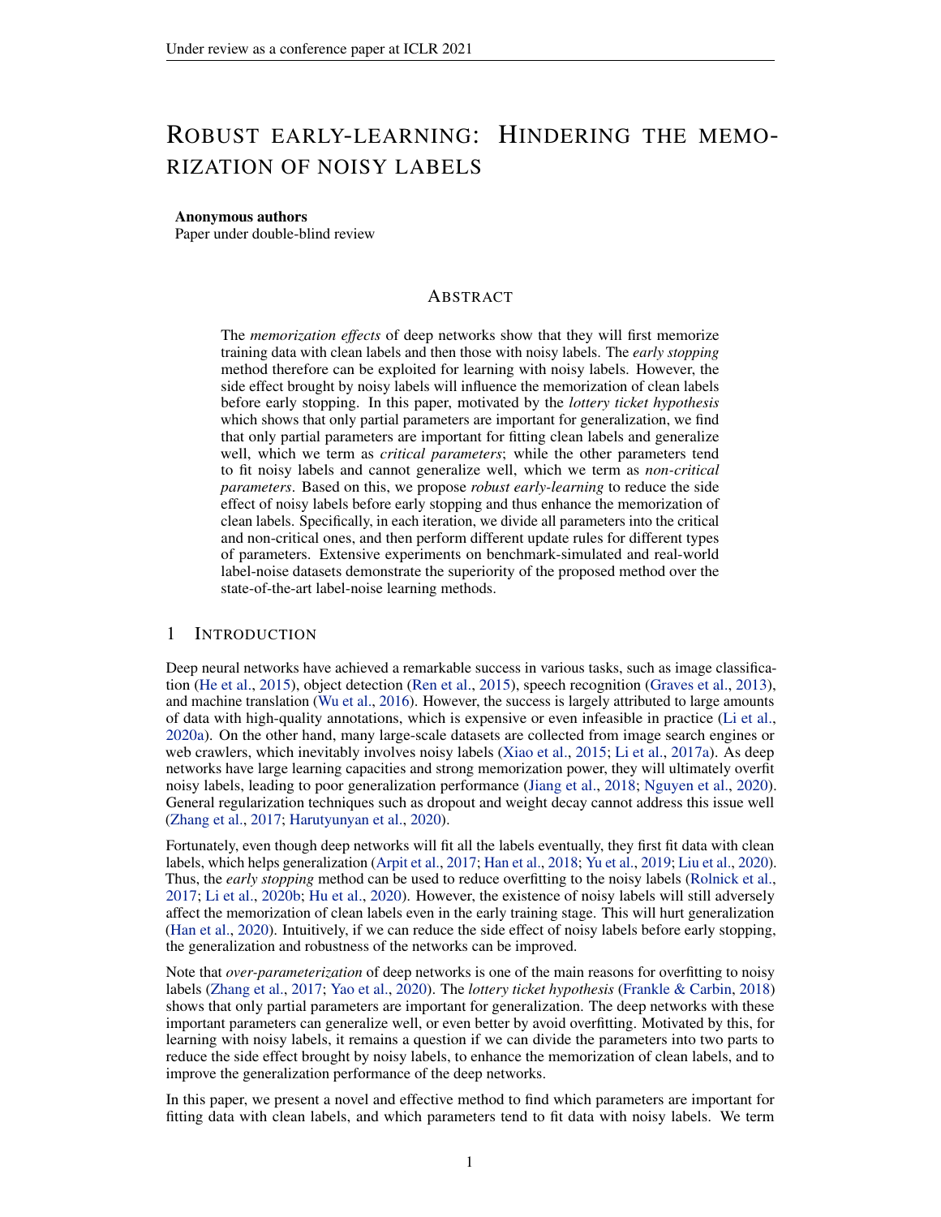# Robust early-learning: Hindering the memorization of noisy labels

**Anonymous authors**
Paper under double-blind review

## Abstract

The *memorization effects* of deep networks show that they will first memorize training data with clean labels and then those with noisy labels. The *early stopping* method therefore can be exploited for learning with noisy labels. However, the side effect brought by noisy labels will influence the memorization of clean labels before early stopping. In this paper, motivated by the *lottery ticket hypothesis* which shows that only partial parameters are important for generalization, we find that only partial parameters are important for fitting clean labels and generalize well, which we term as *critical parameters*; while the other parameters tend to fit noisy labels and cannot generalize well, which we term as *non-critical parameters*. Based on this, we propose *robust early-learning* to reduce the side effect of noisy labels before early stopping and thus enhance the memorization of clean labels. Specifically, in each iteration, we divide all parameters into the critical and non-critical ones, and then perform different update rules for different types of parameters. Extensive experiments on benchmark-simulated and real-world label-noise datasets demonstrate the superiority of the proposed method over the state-of-the-art label-noise learning methods.

## 1 Introduction

Deep neural networks have achieved a remarkable success in various tasks, such as image classification (He et al., 2015), object detection (Ren et al., 2015), speech recognition (Graves et al., 2013), and machine translation (Wu et al., 2016). However, the success is largely attributed to large amounts of data with high-quality annotations, which is expensive or even infeasible in practice (Li et al., 2020a). On the other hand, many large-scale datasets are collected from image search engines or web crawlers, which inevitably involves noisy labels (Xiao et al., 2015; Li et al., 2017a). As deep networks have large learning capacities and strong memorization power, they will ultimately overfit noisy labels, leading to poor generalization performance (Jiang et al., 2018; Nguyen et al., 2020). General regularization techniques such as dropout and weight decay cannot address this issue well (Zhang et al., 2017; Harutyunyan et al., 2020).

Fortunately, even though deep networks will fit all the labels eventually, they first fit data with clean labels, which helps generalization (Arpit et al., 2017; Han et al., 2018; Yu et al., 2019; Liu et al., 2020). Thus, the *early stopping* method can be used to reduce overfitting to the noisy labels (Rolnick et al., 2017; Li et al., 2020b; Hu et al., 2020). However, the existence of noisy labels will still adversely affect the memorization of clean labels even in the early training stage. This will hurt generalization (Han et al., 2020). Intuitively, if we can reduce the side effect of noisy labels before early stopping, the generalization and robustness of the networks can be improved.

Note that *over-parameterization* of deep networks is one of the main reasons for overfitting to noisy labels (Zhang et al., 2017; Yao et al., 2020). The *lottery ticket hypothesis* (Frankle & Carbin, 2018) shows that only partial parameters are important for generalization. The deep networks with these important parameters can generalize well, or even better by avoid overfitting. Motivated by this, for learning with noisy labels, it remains a question if we can divide the parameters into two parts to reduce the side effect brought by noisy labels, to enhance the memorization of clean labels, and to improve the generalization performance of the deep networks.

In this paper, we present a novel and effective method to find which parameters are important for fitting data with clean labels, and which parameters tend to fit data with noisy labels. We term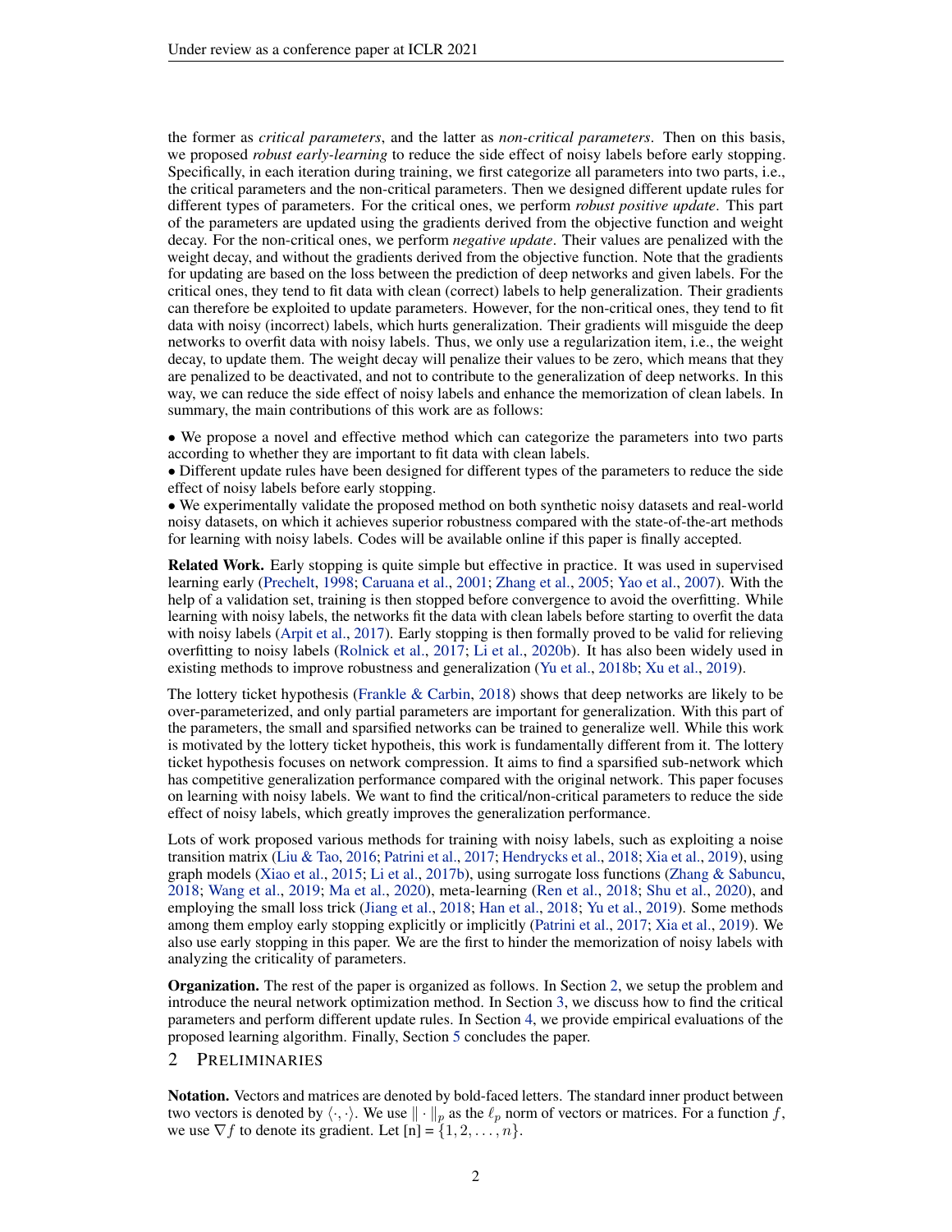the former as *critical parameters*, and the latter as *non-critical parameters*. Then on this basis, we proposed *robust early-learning* to reduce the side effect of noisy labels before early stopping. Specifically, in each iteration during training, we first categorize all parameters into two parts, i.e., the critical parameters and the non-critical parameters. Then we designed different update rules for different types of parameters. For the critical ones, we perform *robust positive update*. This part of the parameters are updated using the gradients derived from the objective function and weight decay. For the non-critical ones, we perform *negative update*. Their values are penalized with the weight decay, and without the gradients derived from the objective function. Note that the gradients for updating are based on the loss between the prediction of deep networks and given labels. For the critical ones, they tend to fit data with clean (correct) labels to help generalization. Their gradients can therefore be exploited to update parameters. However, for the non-critical ones, they tend to fit data with noisy (incorrect) labels, which hurts generalization. Their gradients will misguide the deep networks to overfit data with noisy labels. Thus, we only use a regularization item, i.e., the weight decay, to update them. The weight decay will penalize their values to be zero, which means that they are penalized to be deactivated, and not to contribute to the generalization of deep networks. In this way, we can reduce the side effect of noisy labels and enhance the memorization of clean labels. In summary, the main contributions of this work are as follows:

- We propose a novel and effective method which can categorize the parameters into two parts according to whether they are important to fit data with clean labels.
- Different update rules have been designed for different types of the parameters to reduce the side effect of noisy labels before early stopping.
- We experimentally validate the proposed method on both synthetic noisy datasets and real-world noisy datasets, on which it achieves superior robustness compared with the state-of-the-art methods for learning with noisy labels. Codes will be available online if this paper is finally accepted.

**Related Work.** Early stopping is quite simple but effective in practice. It was used in supervised learning early (Prechelt, 1998; Caruana et al., 2001; Zhang et al., 2005; Yao et al., 2007). With the help of a validation set, training is then stopped before convergence to avoid the overfitting. While learning with noisy labels, the networks fit the data with clean labels before starting to overfit the data with noisy labels (Arpit et al., 2017). Early stopping is then formally proved to be valid for relieving overfitting to noisy labels (Rolnick et al., 2017; Li et al., 2020b). It has also been widely used in existing methods to improve robustness and generalization (Yu et al., 2018b; Xu et al., 2019).

The lottery ticket hypothesis (Frankle & Carbin, 2018) shows that deep networks are likely to be over-parameterized, and only partial parameters are important for generalization. With this part of the parameters, the small and sparsified networks can be trained to generalize well. While this work is motivated by the lottery ticket hypotheis, this work is fundamentally different from it. The lottery ticket hypothesis focuses on network compression. It aims to find a sparsified sub-network which has competitive generalization performance compared with the original network. This paper focuses on learning with noisy labels. We want to find the critical/non-critical parameters to reduce the side effect of noisy labels, which greatly improves the generalization performance.

Lots of work proposed various methods for training with noisy labels, such as exploiting a noise transition matrix (Liu & Tao, 2016; Patrini et al., 2017; Hendrycks et al., 2018; Xia et al., 2019), using graph models (Xiao et al., 2015; Li et al., 2017b), using surrogate loss functions (Zhang & Sabuncu, 2018; Wang et al., 2019; Ma et al., 2020), meta-learning (Ren et al., 2018; Shu et al., 2020), and employing the small loss trick (Jiang et al., 2018; Han et al., 2018; Yu et al., 2019). Some methods among them employ early stopping explicitly or implicitly (Patrini et al., 2017; Xia et al., 2019). We also use early stopping in this paper. We are the first to hinder the memorization of noisy labels with analyzing the criticality of parameters.

**Organization.** The rest of the paper is organized as follows. In Section 2, we setup the problem and introduce the neural network optimization method. In Section 3, we discuss how to find the critical parameters and perform different update rules. In Section 4, we provide empirical evaluations of the proposed learning algorithm. Finally, Section 5 concludes the paper.

## 2 Preliminaries

**Notation.** Vectors and matrices are denoted by bold-faced letters. The standard inner product between two vectors is denoted by $\langle \cdot, \cdot \rangle$. We use $\| \cdot \|_p$ as the $\ell_p$ norm of vectors or matrices. For a function $f$, we use $\nabla f$ to denote its gradient. Let [n] = $\{1, 2, \ldots, n\}$.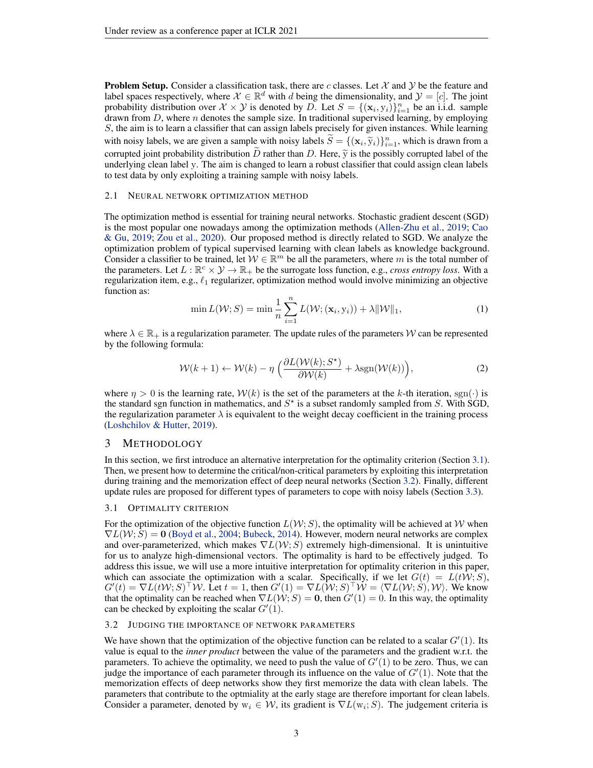**Problem Setup.** Consider a classification task, there are $c$ classes. Let $\mathcal{X}$ and $\mathcal{Y}$ be the feature and label spaces respectively, where $\mathcal{X} \in \mathbb{R}^d$ with $d$ being the dimensionality, and $\mathcal{Y} = [c]$. The joint probability distribution over $\mathcal{X} \times \mathcal{Y}$ is denoted by $D$. Let $S = \{(\mathbf{x}_i, \mathrm{y}_i)\}_{i=1}^n$ be an i.i.d. sample drawn from $D$, where $n$ denotes the sample size. In traditional supervised learning, by employing $S$, the aim is to learn a classifier that can assign labels precisely for given instances. While learning with noisy labels, we are given a sample with noisy labels $\widetilde{S} = \{(\mathbf{x}_i, \widetilde{\mathrm{y}}_i)\}_{i=1}^n$, which is drawn from a corrupted joint probability distribution $\widetilde{D}$ rather than $D$. Here, $\widetilde{\mathrm{y}}$ is the possibly corrupted label of the underlying clean label $\mathrm{y}$. The aim is changed to learn a robust classifier that could assign clean labels to test data by only exploiting a training sample with noisy labels.

### 2.1 Neural network optimization method

The optimization method is essential for training neural networks. Stochastic gradient descent (SGD) is the most popular one nowadays among the optimization methods (Allen-Zhu et al., 2019; Cao & Gu, 2019; Zou et al., 2020). Our proposed method is directly related to SGD. We analyze the optimization problem of typical supervised learning with clean labels as knowledge background. Consider a classifier to be trained, let $\mathcal{W} \in \mathbb{R}^m$ be all the parameters, where $m$ is the total number of the parameters. Let $L : \mathbb{R}^c \times \mathcal{Y} \to \mathbb{R}_+$ be the surrogate loss function, e.g., *cross entropy loss*. With a regularization item, e.g., $\ell_1$ regularizer, optimization method would involve minimizing an objective function as:

$$\min L(\mathcal{W}; S) = \min \frac{1}{n} \sum_{i=1}^{n} L(\mathcal{W}; (\mathbf{x}_i, \mathrm{y}_i)) + \lambda \|\mathcal{W}\|_1, \tag{1}$$

where $\lambda \in \mathbb{R}_+$ is a regularization parameter. The update rules of the parameters $\mathcal{W}$ can be represented by the following formula:

$$\mathcal{W}(k+1) \leftarrow \mathcal{W}(k) - \eta \Big( \frac{\partial L(\mathcal{W}(k); S^\star)}{\partial \mathcal{W}(k)} + \lambda \mathrm{sgn}(\mathcal{W}(k)) \Big), \tag{2}$$

where $\eta > 0$ is the learning rate, $\mathcal{W}(k)$ is the set of the parameters at the $k$-th iteration, $\mathrm{sgn}(\cdot)$ is the standard sgn function in mathematics, and $S^\star$ is a subset randomly sampled from $S$. With SGD, the regularization parameter $\lambda$ is equivalent to the weight decay coefficient in the training process (Loshchilov & Hutter, 2019).

## 3 Methodology

In this section, we first introduce an alternative interpretation for the optimality criterion (Section 3.1). Then, we present how to determine the critical/non-critical parameters by exploiting this interpretation during training and the memorization effect of deep neural networks (Section 3.2). Finally, different update rules are proposed for different types of parameters to cope with noisy labels (Section 3.3).

### 3.1 Optimality criterion

For the optimization of the objective function $L(\mathcal{W}; S)$, the optimality will be achieved at $\mathcal{W}$ when $\nabla L(\mathcal{W}; S) = \mathbf{0}$ (Boyd et al., 2004; Bubeck, 2014). However, modern neural networks are complex and over-parameterized, which makes $\nabla L(\mathcal{W}; S)$ extremely high-dimensional. It is unintuitive for us to analyze high-dimensional vectors. The optimality is hard to be effectively judged. To address this issue, we will use a more intuitive interpretation for optimality criterion in this paper, which can associate the optimization with a scalar. Specifically, if we let $G(t) = L(t\mathcal{W}; S)$, $G'(t) = \nabla L(t\mathcal{W}; S)^\top \mathcal{W}$. Let $t = 1$, then $G'(1) = \nabla L(\mathcal{W}; S)^\top \mathcal{W} = \langle \nabla L(\mathcal{W}; S), \mathcal{W} \rangle$. We know that the optimality can be reached when $\nabla L(\mathcal{W}; S) = \mathbf{0}$, then $G'(1) = 0$. In this way, the optimality can be checked by exploiting the scalar $G'(1)$.

### 3.2 Judging the importance of network parameters

We have shown that the optimization of the objective function can be related to a scalar $G'(1)$. Its value is equal to the *inner product* between the value of the parameters and the gradient w.r.t. the parameters. To achieve the optimality, we need to push the value of $G'(1)$ to be zero. Thus, we can judge the importance of each parameter through its influence on the value of $G'(1)$. Note that the memorization effects of deep networks show they first memorize the data with clean labels. The parameters that contribute to the optmiality at the early stage are therefore important for clean labels. Consider a parameter, denoted by $\mathrm{w}_i \in \mathcal{W}$, its gradient is $\nabla L(\mathrm{w}_i; S)$. The judgement criteria is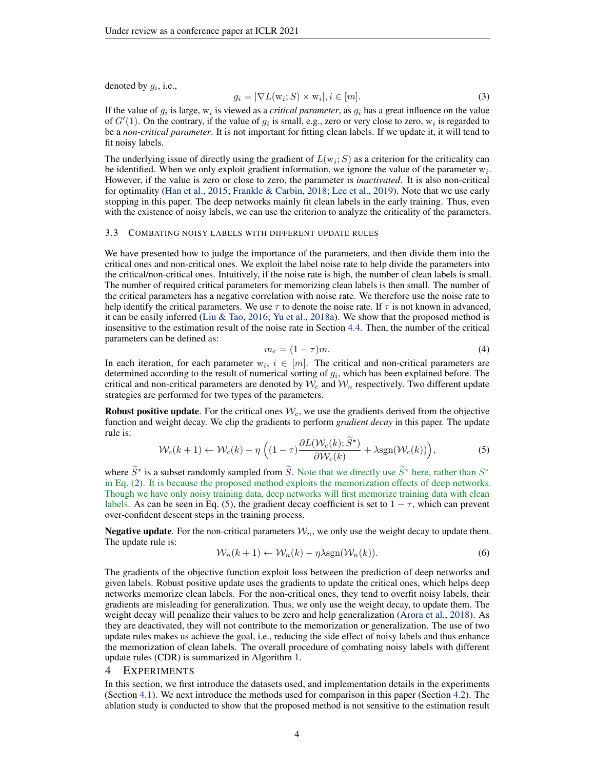denoted by $g_i$, i.e.,

$$g_i = |\nabla L(\mathrm{w}_i; S) \times \mathrm{w}_i|, i \in [m]. \tag{3}$$

If the value of $g_i$ is large, $\mathrm{w}_i$ is viewed as a *critical parameter*, as $g_i$ has a great influence on the value of $G'(1)$. On the contrary, if the value of $g_i$ is small, e.g., zero or very close to zero, $\mathrm{w}_i$ is regarded to be a *non-critical parameter*. It is not important for fitting clean labels. If we update it, it will tend to fit noisy labels.

The underlying issue of directly using the gradient of $L(\mathrm{w}_i; S)$ as a criterion for the criticality can be identified. When we only exploit gradient information, we ignore the value of the parameter $\mathrm{w}_i$. However, if the value is zero or close to zero, the parameter is *inactivated*. It is also non-critical for optimality (Han et al., 2015; Frankle & Carbin, 2018; Lee et al., 2019). Note that we use early stopping in this paper. The deep networks mainly fit clean labels in the early training. Thus, even with the existence of noisy labels, we can use the criterion to analyze the criticality of the parameters.

### 3.3 Combating noisy labels with different update rules

We have presented how to judge the importance of the parameters, and then divide them into the critical ones and non-critical ones. We exploit the label noise rate to help divide the parameters into the critical/non-critical ones. Intuitively, if the noise rate is high, the number of clean labels is small. The number of required critical parameters for memorizing clean labels is then small. The number of the critical parameters has a negative correlation with noise rate. We therefore use the noise rate to help identify the critical parameters. We use $\tau$ to denote the noise rate. If $\tau$ is not known in advanced, it can be easily inferred (Liu & Tao, 2016; Yu et al., 2018a). We show that the proposed method is insensitive to the estimation result of the noise rate in Section 4.4. Then, the number of the critical parameters can be defined as:

$$m_c = (1 - \tau)m. \tag{4}$$

In each iteration, for each parameter $\mathrm{w}_i$, $i \in [m]$. The critical and non-critical parameters are determined according to the result of numerical sorting of $g_i$, which has been explained before. The critical and non-critical parameters are denoted by $\mathcal{W}_c$ and $\mathcal{W}_n$ respectively. Two different update strategies are performed for two types of the parameters.

**Robust positive update**. For the critical ones $\mathcal{W}_c$, we use the gradients derived from the objective function and weight decay. We clip the gradients to perform *gradient decay* in this paper. The update rule is:

$$\mathcal{W}_c(k+1) \leftarrow \mathcal{W}_c(k) - \eta\left((1-\tau)\frac{\partial L(\mathcal{W}_c(k); \widetilde{S}^\star)}{\partial \mathcal{W}_c(k)} + \lambda \mathrm{sgn}(\mathcal{W}_c(k))\right), \tag{5}$$

where $\widetilde{S}^\star$ is a subset randomly sampled from $\widetilde{S}$. Note that we directly use $\widetilde{S}^\star$ here, rather than $S^\star$ in Eq. (2). It is because the proposed method exploits the memorization effects of deep networks. Though we have only noisy training data, deep networks will first memorize training data with clean labels. As can be seen in Eq. (5), the gradient decay coefficient is set to $1 - \tau$, which can prevent over-confident descent steps in the training process.

**Negative update**. For the non-critical parameters $\mathcal{W}_n$, we only use the weight decay to update them. The update rule is:

$$\mathcal{W}_n(k+1) \leftarrow \mathcal{W}_n(k) - \eta\lambda \mathrm{sgn}(\mathcal{W}_n(k)). \tag{6}$$

The gradients of the objective function exploit loss between the prediction of deep networks and given labels. Robust positive update uses the gradients to update the critical ones, which helps deep networks memorize clean labels. For the non-critical ones, they tend to overfit noisy labels, their gradients are misleading for generalization. Thus, we only use the weight decay, to update them. The weight decay will penalize their values to be zero and help generalization (Arora et al., 2018). As they are deactivated, they will not contribute to the memorization or generalization. The use of two update rules makes us achieve the goal, i.e., reducing the side effect of noisy labels and thus enhance the memorization of clean labels. The overall procedure of combating noisy labels with different update rules (CDR) is summarized in Algorithm 1.

## 4 Experiments

In this section, we first introduce the datasets used, and implementation details in the experiments (Section 4.1). We next introduce the methods used for comparison in this paper (Section 4.2). The ablation study is conducted to show that the proposed method is not sensitive to the estimation result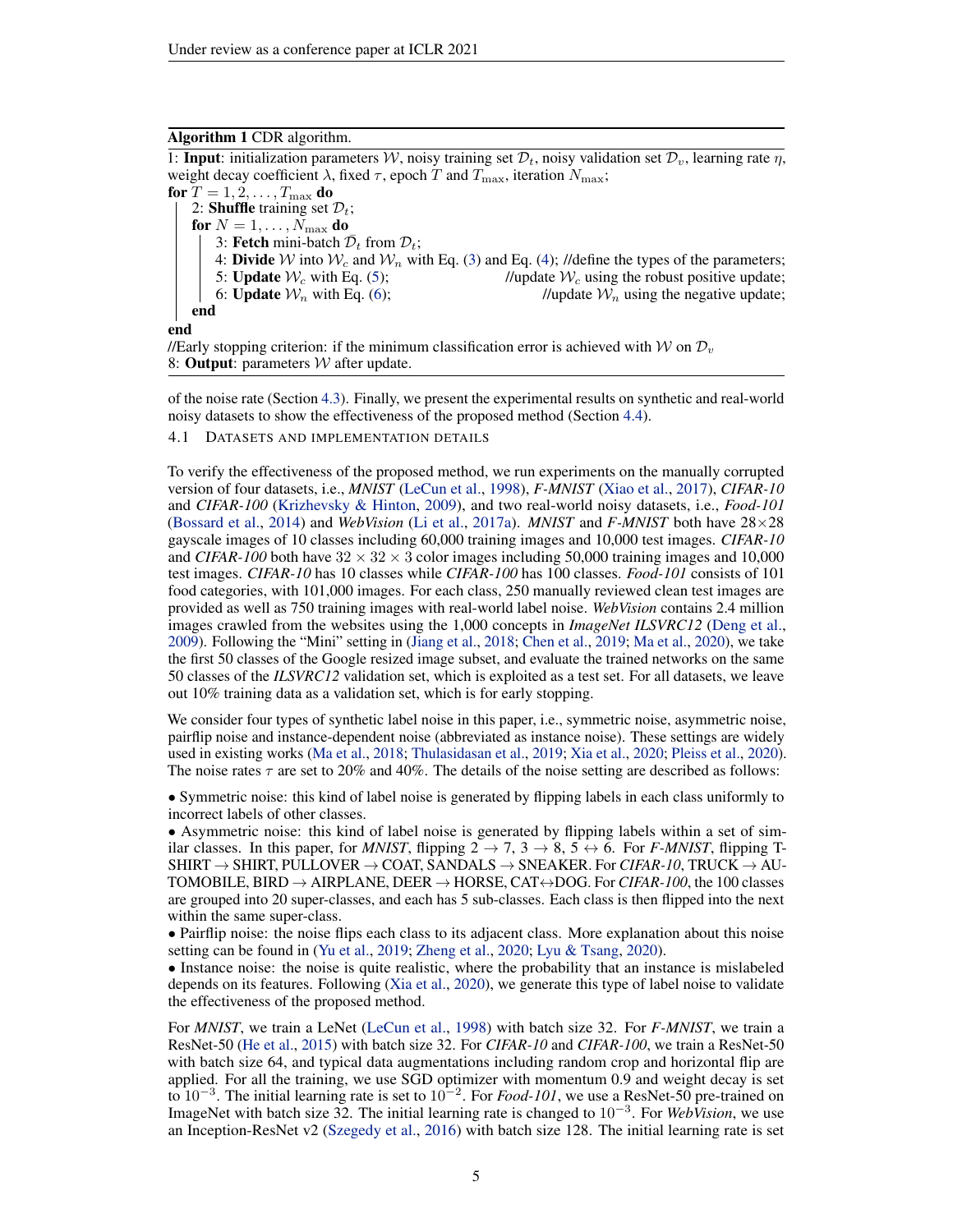**Algorithm 1** CDR algorithm.

1: **Input**: initialization parameters $\mathcal{W}$, noisy training set $\mathcal{D}_t$, noisy validation set $\mathcal{D}_v$, learning rate $\eta$, weight decay coefficient $\lambda$, fixed $\tau$, epoch $T$ and $T_{\max}$, iteration $N_{\max}$;

**for** $T = 1, 2, \ldots, T_{\max}$ **do**

  2: **Shuffle** training set $\mathcal{D}_t$;

  **for** $N = 1, \ldots, N_{\max}$ **do**

    3: **Fetch** mini-batch $\bar{\mathcal{D}}_t$ from $\mathcal{D}_t$;

    4: **Divide** $\mathcal{W}$ into $\mathcal{W}_c$ and $\mathcal{W}_n$ with Eq. (3) and Eq. (4); //define the types of the parameters;

    5: **Update** $\mathcal{W}_c$ with Eq. (5); //update $\mathcal{W}_c$ using the robust positive update;

    6: **Update** $\mathcal{W}_n$ with Eq. (6); //update $\mathcal{W}_n$ using the negative update;

  **end**

**end**

//Early stopping criterion: if the minimum classification error is achieved with $\mathcal{W}$ on $\mathcal{D}_v$

8: **Output**: parameters $\mathcal{W}$ after update.

of the noise rate (Section 4.3). Finally, we present the experimental results on synthetic and real-world noisy datasets to show the effectiveness of the proposed method (Section 4.4).

### 4.1 Datasets and implementation details

To verify the effectiveness of the proposed method, we run experiments on the manually corrupted version of four datasets, i.e., *MNIST* (LeCun et al., 1998), *F-MNIST* (Xiao et al., 2017), *CIFAR-10* and *CIFAR-100* (Krizhevsky & Hinton, 2009), and two real-world noisy datasets, i.e., *Food-101* (Bossard et al., 2014) and *WebVision* (Li et al., 2017a). *MNIST* and *F-MNIST* both have $28 \times 28$ gayscale images of 10 classes including 60,000 training images and 10,000 test images. *CIFAR-10* and *CIFAR-100* both have $32 \times 32 \times 3$ color images including 50,000 training images and 10,000 test images. *CIFAR-10* has 10 classes while *CIFAR-100* has 100 classes. *Food-101* consists of 101 food categories, with 101,000 images. For each class, 250 manually reviewed clean test images are provided as well as 750 training images with real-world label noise. *WebVision* contains 2.4 million images crawled from the websites using the 1,000 concepts in *ImageNet ILSVRC12* (Deng et al., 2009). Following the "Mini" setting in (Jiang et al., 2018; Chen et al., 2019; Ma et al., 2020), we take the first 50 classes of the Google resized image subset, and evaluate the trained networks on the same 50 classes of the *ILSVRC12* validation set, which is exploited as a test set. For all datasets, we leave out 10% training data as a validation set, which is for early stopping.

We consider four types of synthetic label noise in this paper, i.e., symmetric noise, asymmetric noise, pairflip noise and instance-dependent noise (abbreviated as instance noise). These settings are widely used in existing works (Ma et al., 2018; Thulasidasan et al., 2019; Xia et al., 2020; Pleiss et al., 2020). The noise rates $\tau$ are set to 20% and 40%. The details of the noise setting are described as follows:

- Symmetric noise: this kind of label noise is generated by flipping labels in each class uniformly to incorrect labels of other classes.
- Asymmetric noise: this kind of label noise is generated by flipping labels within a set of similar classes. In this paper, for *MNIST*, flipping $2 \rightarrow 7$, $3 \rightarrow 8$, $5 \leftrightarrow 6$. For *F-MNIST*, flipping T-SHIRT → SHIRT, PULLOVER → COAT, SANDALS → SNEAKER. For *CIFAR-10*, TRUCK → AUTOMOBILE, BIRD → AIRPLANE, DEER → HORSE, CAT↔DOG. For *CIFAR-100*, the 100 classes are grouped into 20 super-classes, and each has 5 sub-classes. Each class is then flipped into the next within the same super-class.
- Pairflip noise: the noise flips each class to its adjacent class. More explanation about this noise setting can be found in (Yu et al., 2019; Zheng et al., 2020; Lyu & Tsang, 2020).
- Instance noise: the noise is quite realistic, where the probability that an instance is mislabeled depends on its features. Following (Xia et al., 2020), we generate this type of label noise to validate the effectiveness of the proposed method.

For *MNIST*, we train a LeNet (LeCun et al., 1998) with batch size 32. For *F-MNIST*, we train a ResNet-50 (He et al., 2015) with batch size 32. For *CIFAR-10* and *CIFAR-100*, we train a ResNet-50 with batch size 64, and typical data augmentations including random crop and horizontal flip are applied. For all the training, we use SGD optimizer with momentum 0.9 and weight decay is set to $10^{-3}$. The initial learning rate is set to $10^{-2}$. For *Food-101*, we use a ResNet-50 pre-trained on ImageNet with batch size 32. The initial learning rate is changed to $10^{-3}$. For *WebVision*, we use an Inception-ResNet v2 (Szegedy et al., 2016) with batch size 128. The initial learning rate is set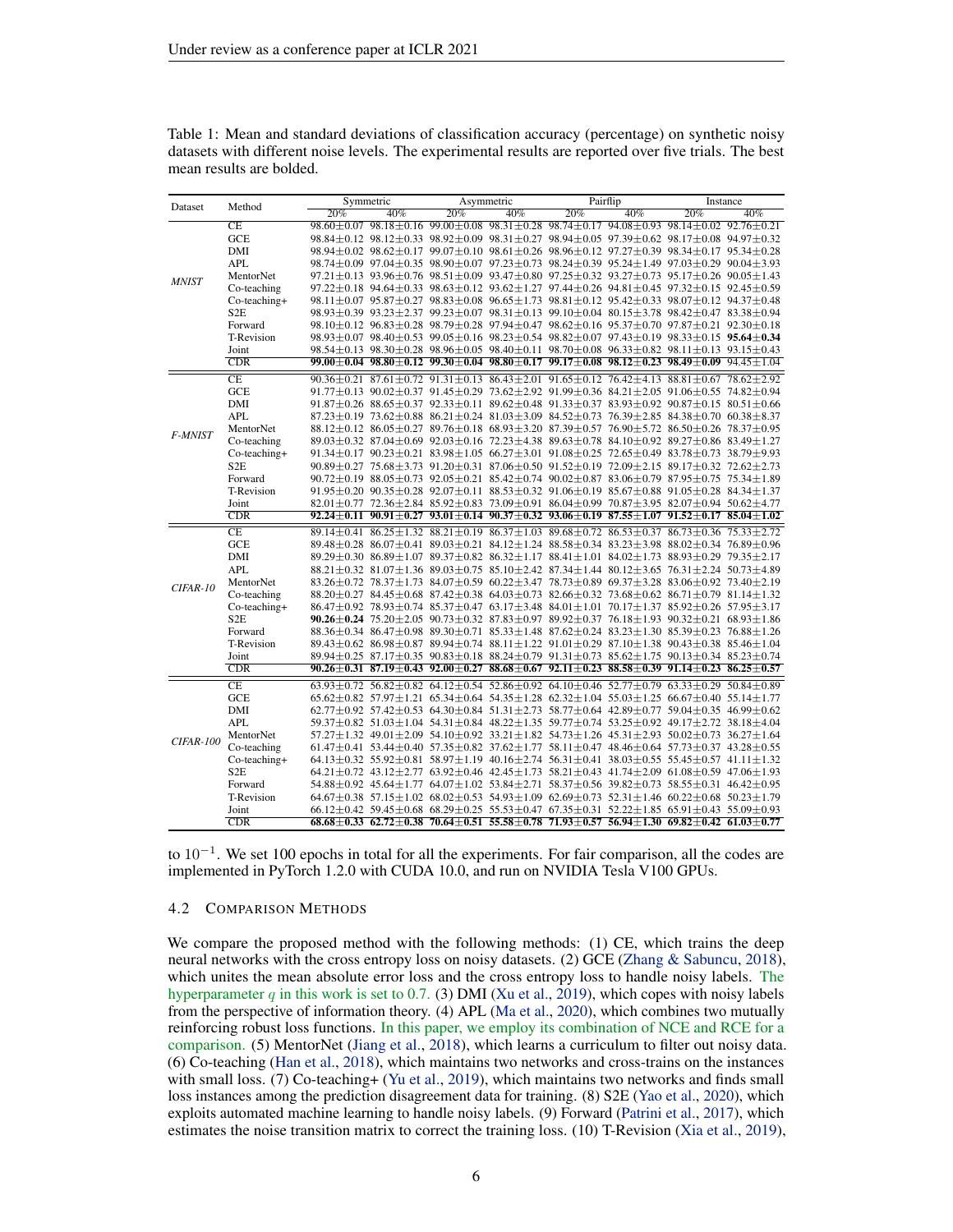Table 1: Mean and standard deviations of classification accuracy (percentage) on synthetic noisy datasets with different noise levels. The experimental results are reported over five trials. The best mean results are bolded.

| Dataset | Method | Symmetric | | Asymmetric | | Pairflip | | Instance | |
|---|---|---|---|---|---|---|---|---|---|
| | | 20% | 40% | 20% | 40% | 20% | 40% | 20% | 40% |
| *MNIST* | CE | 98.60±0.07 | 98.18±0.16 | 99.00±0.08 | 98.31±0.28 | 98.74±0.17 | 94.08±0.93 | 98.14±0.02 | 92.76±0.21 |
| | GCE | 98.84±0.12 | 98.12±0.33 | 98.92±0.09 | 98.31±0.27 | 98.94±0.05 | 97.39±0.62 | 98.17±0.08 | 94.97±0.32 |
| | DMI | 98.94±0.02 | 98.62±0.17 | 99.07±0.10 | 98.61±0.26 | 98.96±0.12 | 97.27±0.39 | 98.34±0.17 | 95.34±0.28 |
| | APL | 98.74±0.09 | 97.04±0.35 | 98.90±0.07 | 97.23±0.73 | 98.24±0.39 | 95.24±1.49 | 97.03±0.29 | 90.04±3.93 |
| | MentorNet | 97.21±0.13 | 93.96±0.76 | 98.51±0.09 | 93.47±0.80 | 97.25±0.32 | 93.27±0.73 | 95.17±0.26 | 90.05±1.43 |
| | Co-teaching | 97.22±0.18 | 94.64±0.33 | 98.63±0.12 | 93.62±1.27 | 97.44±0.26 | 94.81±0.45 | 97.32±0.15 | 92.45±0.59 |
| | Co-teaching+ | 98.11±0.07 | 95.87±0.27 | 98.83±0.08 | 96.65±1.73 | 98.81±0.12 | 95.42±0.33 | 98.07±0.12 | 94.37±0.48 |
| | S2E | 98.93±0.39 | 93.23±2.37 | 99.23±0.07 | 98.31±0.13 | 99.10±0.04 | 80.15±3.78 | 98.42±0.47 | 83.38±0.94 |
| | Forward | 98.10±0.12 | 96.83±0.28 | 98.79±0.28 | 97.94±0.47 | 98.62±0.16 | 95.37±0.70 | 97.87±0.21 | 92.30±0.18 |
| | T-Revision | 98.93±0.07 | 98.40±0.53 | 99.05±0.16 | 98.23±0.54 | 98.82±0.07 | 97.43±0.19 | 98.33±0.15 | **95.64±0.34** |
| | Joint | 98.54±0.13 | 98.30±0.28 | 98.96±0.05 | 98.40±0.11 | 98.70±0.08 | 96.33±0.82 | 98.11±0.13 | 93.15±0.43 |
| | CDR | **99.00±0.04** | **98.80±0.12** | **99.30±0.04** | **98.80±0.17** | **99.17±0.08** | **98.12±0.23** | **98.49±0.09** | 94.45±1.04 |
| *F-MNIST* | CE | 90.36±0.21 | 87.61±0.72 | 91.31±0.13 | 86.43±2.01 | 91.65±0.12 | 76.42±4.13 | 88.81±0.67 | 78.62±2.92 |
| | GCE | 91.77±0.13 | 90.02±0.37 | 91.45±0.29 | 73.62±2.92 | 91.99±0.36 | 84.21±2.05 | 91.06±0.55 | 74.82±0.94 |
| | DMI | 91.87±0.26 | 88.65±0.37 | 92.33±0.11 | 89.62±0.48 | 91.33±0.37 | 83.93±0.92 | 90.87±0.15 | 80.51±0.66 |
| | APL | 87.23±0.19 | 73.62±0.88 | 86.21±0.24 | 81.03±3.09 | 84.52±0.73 | 76.39±2.85 | 84.38±0.70 | 60.38±8.37 |
| | MentorNet | 88.12±0.12 | 86.05±0.27 | 89.76±0.18 | 68.93±3.20 | 87.39±0.57 | 76.90±5.72 | 86.50±0.26 | 78.37±0.95 |
| | Co-teaching | 89.03±0.32 | 87.04±0.69 | 92.03±0.16 | 72.23±4.38 | 89.63±0.78 | 84.10±0.92 | 89.27±0.86 | 83.49±1.27 |
| | Co-teaching+ | 91.34±0.17 | 90.23±0.21 | 83.98±1.05 | 66.27±3.01 | 91.08±0.25 | 72.65±0.49 | 83.78±0.73 | 38.79±9.93 |
| | S2E | 90.89±0.27 | 75.68±3.73 | 91.20±0.31 | 87.06±0.50 | 91.52±0.19 | 72.09±2.15 | 89.17±0.32 | 72.62±2.73 |
| | Forward | 90.72±0.19 | 88.05±0.73 | 92.05±0.21 | 85.42±0.74 | 90.02±0.87 | 83.06±0.79 | 87.95±0.75 | 75.34±1.89 |
| | T-Revision | 91.95±0.20 | 90.35±0.28 | 92.07±0.11 | 88.53±0.32 | 91.06±0.19 | 85.67±0.88 | 91.05±0.28 | 84.34±1.37 |
| | Joint | 82.01±0.77 | 72.36±2.84 | 85.92±0.83 | 73.09±0.91 | 86.04±0.99 | 70.87±3.95 | 82.07±0.94 | 50.62±4.77 |
| | CDR | **92.24±0.11** | **90.91±0.27** | **93.01±0.14** | **90.37±0.32** | **93.06±0.19** | **87.55±1.07** | **91.52±0.17** | **85.04±1.02** |
| *CIFAR-10* | CE | 89.14±0.41 | 86.25±1.32 | 88.21±0.19 | 86.37±1.03 | 89.68±0.72 | 86.53±0.37 | 86.73±0.36 | 75.33±2.72 |
| | GCE | 89.48±0.28 | 86.07±0.41 | 89.03±0.21 | 84.12±1.24 | 88.58±0.34 | 83.23±3.98 | 88.02±0.34 | 76.89±0.96 |
| | DMI | 89.29±0.30 | 86.89±1.07 | 89.37±0.82 | 86.32±1.17 | 88.41±1.01 | 84.02±1.73 | 88.93±0.29 | 79.35±2.17 |
| | APL | 88.21±0.32 | 81.07±1.36 | 89.03±0.75 | 85.10±2.42 | 87.34±1.44 | 80.12±3.65 | 76.31±2.24 | 50.73±4.89 |
| | MentorNet | 83.26±0.72 | 78.37±1.73 | 84.07±0.59 | 60.22±3.47 | 78.73±0.89 | 69.37±3.28 | 83.06±0.92 | 73.40±2.19 |
| | Co-teaching | 88.20±0.27 | 84.45±0.68 | 87.42±0.38 | 64.03±0.73 | 82.66±0.32 | 73.68±0.62 | 86.71±0.79 | 81.14±1.32 |
| | Co-teaching+ | 86.47±0.92 | 78.93±0.74 | 85.37±0.47 | 63.17±3.48 | 84.01±1.01 | 70.17±1.37 | 85.92±0.26 | 57.95±3.17 |
| | S2E | **90.26±0.24** | 75.20±2.05 | 90.73±0.32 | 87.83±0.97 | 89.92±0.37 | 76.18±1.93 | 90.32±0.21 | 68.93±1.86 |
| | Forward | 88.36±0.34 | 86.47±0.98 | 89.30±0.71 | 85.33±1.48 | 87.62±0.24 | 83.23±1.30 | 85.39±0.23 | 76.88±1.26 |
| | T-Revision | 89.43±0.62 | 86.98±0.87 | 89.94±0.74 | 88.11±1.22 | 91.01±0.29 | 87.10±1.38 | 90.43±0.38 | 85.46±1.04 |
| | Joint | 89.94±0.25 | 87.17±0.35 | 90.83±0.18 | 88.24±0.79 | 91.31±0.73 | 85.62±1.75 | 90.13±0.34 | 85.23±0.74 |
| | CDR | **90.26±0.31** | **87.19±0.43** | **92.00±0.27** | **88.68±0.67** | **92.11±0.23** | **88.58±0.39** | **91.14±0.23** | **86.25±0.57** |
| *CIFAR-100* | CE | 63.93±0.72 | 56.82±0.82 | 64.12±0.54 | 52.86±0.92 | 64.10±0.46 | 52.77±0.79 | 63.33±0.29 | 50.84±0.89 |
| | GCE | 65.62±0.82 | 57.97±1.21 | 65.34±0.64 | 54.35±1.28 | 62.32±1.04 | 55.03±1.25 | 66.67±0.40 | 55.14±1.77 |
| | DMI | 62.77±0.92 | 57.42±0.53 | 64.30±0.84 | 51.31±2.73 | 58.77±0.64 | 42.89±0.77 | 59.04±0.35 | 46.99±0.62 |
| | APL | 59.37±0.82 | 51.03±1.04 | 54.31±0.84 | 48.22±1.35 | 59.77±0.74 | 53.25±0.92 | 49.17±2.72 | 38.18±4.04 |
| | MentorNet | 57.27±1.32 | 49.01±2.09 | 54.10±0.92 | 33.21±1.82 | 54.73±1.26 | 45.31±2.93 | 50.02±0.73 | 36.27±1.64 |
| | Co-teaching | 61.47±0.41 | 53.44±0.40 | 57.35±0.82 | 37.62±1.77 | 58.11±0.47 | 48.46±0.64 | 57.73±0.37 | 43.28±0.55 |
| | Co-teaching+ | 64.13±0.32 | 55.92±0.81 | 58.97±1.19 | 40.16±2.74 | 56.31±0.41 | 38.03±0.55 | 55.45±0.57 | 41.11±1.32 |
| | S2E | 64.21±0.72 | 43.12±2.77 | 63.92±0.46 | 42.45±1.73 | 58.21±0.43 | 41.74±2.09 | 61.08±0.59 | 47.06±1.93 |
| | Forward | 54.88±0.92 | 45.64±1.77 | 64.07±1.02 | 53.84±2.71 | 58.37±0.56 | 39.82±0.73 | 58.55±0.31 | 46.42±0.95 |
| | T-Revision | 64.67±0.38 | 57.15±1.02 | 68.02±0.53 | 54.93±1.09 | 62.69±0.73 | 52.31±1.46 | 60.22±0.68 | 50.23±1.79 |
| | Joint | 66.12±0.42 | 59.45±0.68 | 68.29±0.25 | 55.53±0.47 | 67.35±0.31 | 52.22±1.85 | 65.91±0.43 | 55.09±0.93 |
| | CDR | **68.68±0.33** | **62.72±0.38** | **70.64±0.51** | **55.58±0.78** | **71.93±0.57** | **56.94±1.30** | **69.82±0.42** | **61.03±0.77** |

to $10^{-1}$. We set 100 epochs in total for all the experiments. For fair comparison, all the codes are implemented in PyTorch 1.2.0 with CUDA 10.0, and run on NVIDIA Tesla V100 GPUs.

### 4.2 Comparison Methods

We compare the proposed method with the following methods: (1) CE, which trains the deep neural networks with the cross entropy loss on noisy datasets. (2) GCE (Zhang & Sabuncu, 2018), which unites the mean absolute error loss and the cross entropy loss to handle noisy labels. The hyperparameter $q$ in this work is set to 0.7. (3) DMI (Xu et al., 2019), which copes with noisy labels from the perspective of information theory. (4) APL (Ma et al., 2020), which combines two mutually reinforcing robust loss functions. In this paper, we employ its combination of NCE and RCE for a comparison. (5) MentorNet (Jiang et al., 2018), which learns a curriculum to filter out noisy data. (6) Co-teaching (Han et al., 2018), which maintains two networks and cross-trains on the instances with small loss. (7) Co-teaching+ (Yu et al., 2019), which maintains two networks and finds small loss instances among the prediction disagreement data for training. (8) S2E (Yao et al., 2020), which exploits automated machine learning to handle noisy labels. (9) Forward (Patrini et al., 2017), which estimates the noise transition matrix to correct the training loss. (10) T-Revision (Xia et al., 2019),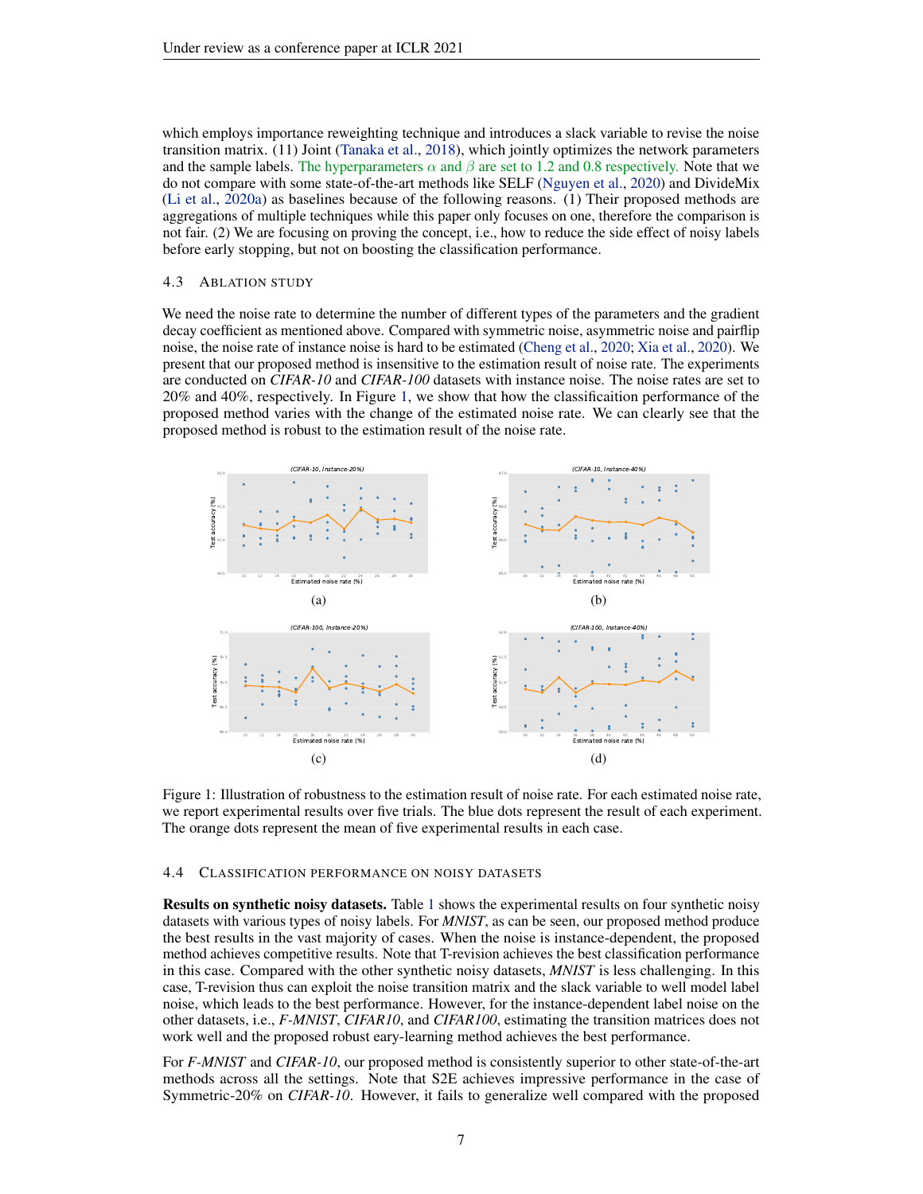which employs importance reweighting technique and introduces a slack variable to revise the noise transition matrix. (11) Joint (Tanaka et al., 2018), which jointly optimizes the network parameters and the sample labels. The hyperparameters $\alpha$ and $\beta$ are set to 1.2 and 0.8 respectively. Note that we do not compare with some state-of-the-art methods like SELF (Nguyen et al., 2020) and DivideMix (Li et al., 2020a) as baselines because of the following reasons. (1) Their proposed methods are aggregations of multiple techniques while this paper only focuses on one, therefore the comparison is not fair. (2) We are focusing on proving the concept, i.e., how to reduce the side effect of noisy labels before early stopping, but not on boosting the classification performance.

### 4.3 Ablation Study

We need the noise rate to determine the number of different types of the parameters and the gradient decay coefficient as mentioned above. Compared with symmetric noise, asymmetric noise and pairflip noise, the noise rate of instance noise is hard to be estimated (Cheng et al., 2020; Xia et al., 2020). We present that our proposed method is insensitive to the estimation result of noise rate. The experiments are conducted on *CIFAR-10* and *CIFAR-100* datasets with instance noise. The noise rates are set to 20% and 40%, respectively. In Figure 1, we show that how the classificaition performance of the proposed method varies with the change of the estimated noise rate. We can clearly see that the proposed method is robust to the estimation result of the noise rate.

(a) (b)

(c) (d)

Figure 1: Illustration of robustness to the estimation result of noise rate. For each estimated noise rate, we report experimental results over five trials. The blue dots represent the result of each experiment. The orange dots represent the mean of five experimental results in each case.

### 4.4 Classification Performance on Noisy Datasets

**Results on synthetic noisy datasets.** Table 1 shows the experimental results on four synthetic noisy datasets with various types of noisy labels. For *MNIST*, as can be seen, our proposed method produce the best results in the vast majority of cases. When the noise is instance-dependent, the proposed method achieves competitive results. Note that T-revision achieves the best classification performance in this case. Compared with the other synthetic noisy datasets, *MNIST* is less challenging. In this case, T-revision thus can exploit the noise transition matrix and the slack variable to well model label noise, which leads to the best performance. However, for the instance-dependent label noise on the other datasets, i.e., *F-MNIST*, *CIFAR10*, and *CIFAR100*, estimating the transition matrices does not work well and the proposed robust eary-learning method achieves the best performance.

For *F-MNIST* and *CIFAR-10*, our proposed method is consistently superior to other state-of-the-art methods across all the settings. Note that S2E achieves impressive performance in the case of Symmetric-20% on *CIFAR-10*. However, it fails to generalize well compared with the proposed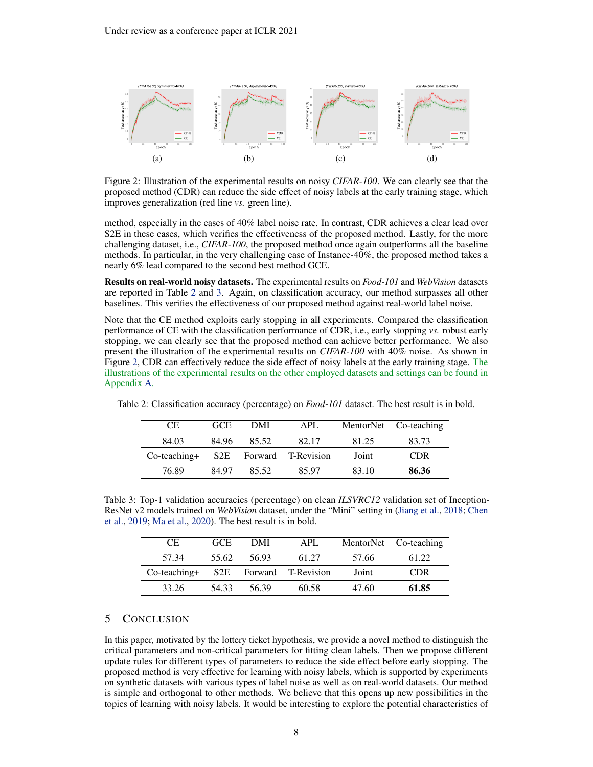(a) (b) (c) (d)

Figure 2: Illustration of the experimental results on noisy *CIFAR-100*. We can clearly see that the proposed method (CDR) can reduce the side effect of noisy labels at the early training stage, which improves generalization (red line *vs.* green line).

method, especially in the cases of 40% label noise rate. In contrast, CDR achieves a clear lead over S2E in these cases, which verifies the effectiveness of the proposed method. Lastly, for the more challenging dataset, i.e., *CIFAR-100*, the proposed method once again outperforms all the baseline methods. In particular, in the very challenging case of Instance-40%, the proposed method takes a nearly 6% lead compared to the second best method GCE.

**Results on real-world noisy datasets.** The experimental results on *Food-101* and *WebVision* datasets are reported in Table 2 and 3. Again, on classification accuracy, our method surpasses all other baselines. This verifies the effectiveness of our proposed method against real-world label noise.

Note that the CE method exploits early stopping in all experiments. Compared the classification performance of CE with the classification performance of CDR, i.e., early stopping *vs.* robust early stopping, we can clearly see that the proposed method can achieve better performance. We also present the illustration of the experimental results on *CIFAR-100* with 40% noise. As shown in Figure 2, CDR can effectively reduce the side effect of noisy labels at the early training stage. The illustrations of the experimental results on the other employed datasets and settings can be found in Appendix A.

Table 2: Classification accuracy (percentage) on *Food-101* dataset. The best result is in bold.

| CE | GCE | DMI | APL | MentorNet | Co-teaching |
|---|---|---|---|---|---|
| 84.03 | 84.96 | 85.52 | 82.17 | 81.25 | 83.73 |
| Co-teaching+ | S2E | Forward | T-Revision | Joint | CDR |
| 76.89 | 84.97 | 85.52 | 85.97 | 83.10 | **86.36** |

Table 3: Top-1 validation accuracies (percentage) on clean *ILSVRC12* validation set of Inception-ResNet v2 models trained on *WebVision* dataset, under the "Mini" setting in (Jiang et al., 2018; Chen et al., 2019; Ma et al., 2020). The best result is in bold.

| CE | GCE | DMI | APL | MentorNet | Co-teaching |
|---|---|---|---|---|---|
| 57.34 | 55.62 | 56.93 | 61.27 | 57.66 | 61.22 |
| Co-teaching+ | S2E | Forward | T-Revision | Joint | CDR |
| 33.26 | 54.33 | 56.39 | 60.58 | 47.60 | **61.85** |

# 5 Conclusion

In this paper, motivated by the lottery ticket hypothesis, we provide a novel method to distinguish the critical parameters and non-critical parameters for fitting clean labels. Then we propose different update rules for different types of parameters to reduce the side effect before early stopping. The proposed method is very effective for learning with noisy labels, which is supported by experiments on synthetic datasets with various types of label noise as well as on real-world datasets. Our method is simple and orthogonal to other methods. We believe that this opens up new possibilities in the topics of learning with noisy labels. It would be interesting to explore the potential characteristics of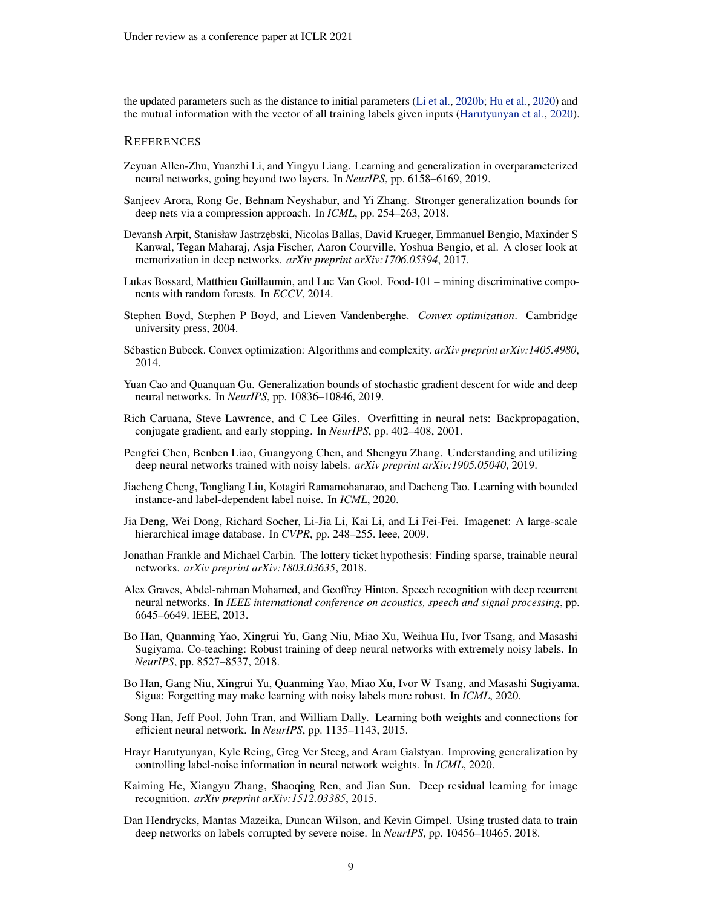the updated parameters such as the distance to initial parameters (Li et al., 2020b; Hu et al., 2020) and the mutual information with the vector of all training labels given inputs (Harutyunyan et al., 2020).

## References

Zeyuan Allen-Zhu, Yuanzhi Li, and Yingyu Liang. Learning and generalization in overparameterized neural networks, going beyond two layers. In *NeurIPS*, pp. 6158–6169, 2019.

Sanjeev Arora, Rong Ge, Behnam Neyshabur, and Yi Zhang. Stronger generalization bounds for deep nets via a compression approach. In *ICML*, pp. 254–263, 2018.

Devansh Arpit, Stanisław Jastrzębski, Nicolas Ballas, David Krueger, Emmanuel Bengio, Maxinder S Kanwal, Tegan Maharaj, Asja Fischer, Aaron Courville, Yoshua Bengio, et al. A closer look at memorization in deep networks. *arXiv preprint arXiv:1706.05394*, 2017.

Lukas Bossard, Matthieu Guillaumin, and Luc Van Gool. Food-101 – mining discriminative components with random forests. In *ECCV*, 2014.

Stephen Boyd, Stephen P Boyd, and Lieven Vandenberghe. *Convex optimization*. Cambridge university press, 2004.

Sébastien Bubeck. Convex optimization: Algorithms and complexity. *arXiv preprint arXiv:1405.4980*, 2014.

Yuan Cao and Quanquan Gu. Generalization bounds of stochastic gradient descent for wide and deep neural networks. In *NeurIPS*, pp. 10836–10846, 2019.

Rich Caruana, Steve Lawrence, and C Lee Giles. Overfitting in neural nets: Backpropagation, conjugate gradient, and early stopping. In *NeurIPS*, pp. 402–408, 2001.

Pengfei Chen, Benben Liao, Guangyong Chen, and Shengyu Zhang. Understanding and utilizing deep neural networks trained with noisy labels. *arXiv preprint arXiv:1905.05040*, 2019.

Jiacheng Cheng, Tongliang Liu, Kotagiri Ramamohanarao, and Dacheng Tao. Learning with bounded instance-and label-dependent label noise. In *ICML*, 2020.

Jia Deng, Wei Dong, Richard Socher, Li-Jia Li, Kai Li, and Li Fei-Fei. Imagenet: A large-scale hierarchical image database. In *CVPR*, pp. 248–255. Ieee, 2009.

Jonathan Frankle and Michael Carbin. The lottery ticket hypothesis: Finding sparse, trainable neural networks. *arXiv preprint arXiv:1803.03635*, 2018.

Alex Graves, Abdel-rahman Mohamed, and Geoffrey Hinton. Speech recognition with deep recurrent neural networks. In *IEEE international conference on acoustics, speech and signal processing*, pp. 6645–6649. IEEE, 2013.

Bo Han, Quanming Yao, Xingrui Yu, Gang Niu, Miao Xu, Weihua Hu, Ivor Tsang, and Masashi Sugiyama. Co-teaching: Robust training of deep neural networks with extremely noisy labels. In *NeurIPS*, pp. 8527–8537, 2018.

Bo Han, Gang Niu, Xingrui Yu, Quanming Yao, Miao Xu, Ivor W Tsang, and Masashi Sugiyama. Sigua: Forgetting may make learning with noisy labels more robust. In *ICML*, 2020.

Song Han, Jeff Pool, John Tran, and William Dally. Learning both weights and connections for efficient neural network. In *NeurIPS*, pp. 1135–1143, 2015.

Hrayr Harutyunyan, Kyle Reing, Greg Ver Steeg, and Aram Galstyan. Improving generalization by controlling label-noise information in neural network weights. In *ICML*, 2020.

Kaiming He, Xiangyu Zhang, Shaoqing Ren, and Jian Sun. Deep residual learning for image recognition. *arXiv preprint arXiv:1512.03385*, 2015.

Dan Hendrycks, Mantas Mazeika, Duncan Wilson, and Kevin Gimpel. Using trusted data to train deep networks on labels corrupted by severe noise. In *NeurIPS*, pp. 10456–10465. 2018.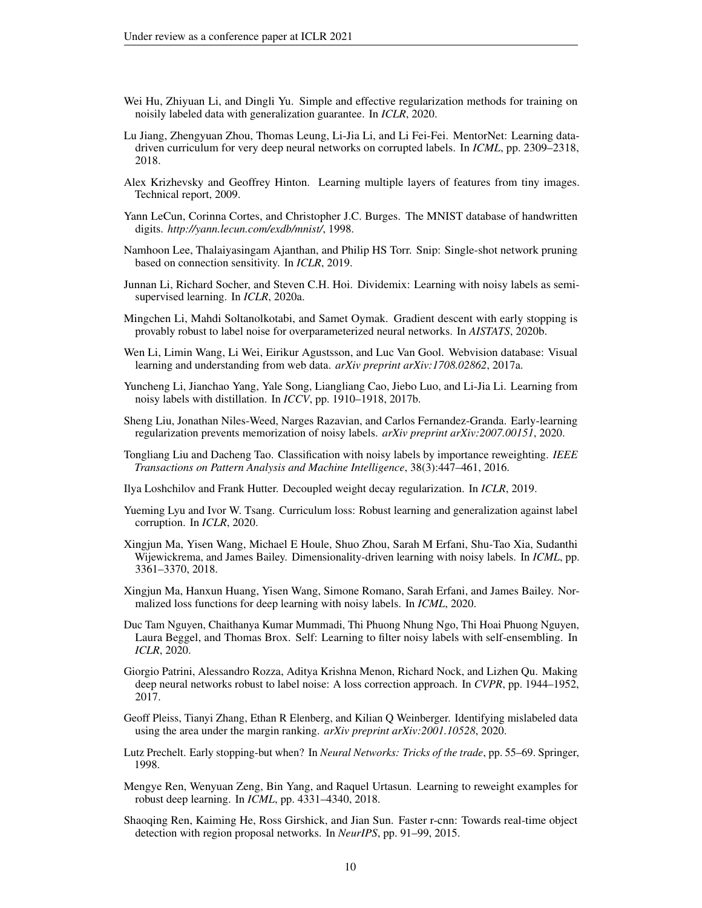Wei Hu, Zhiyuan Li, and Dingli Yu. Simple and effective regularization methods for training on noisily labeled data with generalization guarantee. In *ICLR*, 2020.

Lu Jiang, Zhengyuan Zhou, Thomas Leung, Li-Jia Li, and Li Fei-Fei. MentorNet: Learning data-driven curriculum for very deep neural networks on corrupted labels. In *ICML*, pp. 2309–2318, 2018.

Alex Krizhevsky and Geoffrey Hinton. Learning multiple layers of features from tiny images. Technical report, 2009.

Yann LeCun, Corinna Cortes, and Christopher J.C. Burges. The MNIST database of handwritten digits. *http://yann.lecun.com/exdb/mnist/*, 1998.

Namhoon Lee, Thalaiyasingam Ajanthan, and Philip HS Torr. Snip: Single-shot network pruning based on connection sensitivity. In *ICLR*, 2019.

Junnan Li, Richard Socher, and Steven C.H. Hoi. Dividemix: Learning with noisy labels as semi-supervised learning. In *ICLR*, 2020a.

Mingchen Li, Mahdi Soltanolkotabi, and Samet Oymak. Gradient descent with early stopping is provably robust to label noise for overparameterized neural networks. In *AISTATS*, 2020b.

Wen Li, Limin Wang, Li Wei, Eirikur Agustsson, and Luc Van Gool. Webvision database: Visual learning and understanding from web data. *arXiv preprint arXiv:1708.02862*, 2017a.

Yuncheng Li, Jianchao Yang, Yale Song, Liangliang Cao, Jiebo Luo, and Li-Jia Li. Learning from noisy labels with distillation. In *ICCV*, pp. 1910–1918, 2017b.

Sheng Liu, Jonathan Niles-Weed, Narges Razavian, and Carlos Fernandez-Granda. Early-learning regularization prevents memorization of noisy labels. *arXiv preprint arXiv:2007.00151*, 2020.

Tongliang Liu and Dacheng Tao. Classification with noisy labels by importance reweighting. *IEEE Transactions on Pattern Analysis and Machine Intelligence*, 38(3):447–461, 2016.

Ilya Loshchilov and Frank Hutter. Decoupled weight decay regularization. In *ICLR*, 2019.

Yueming Lyu and Ivor W. Tsang. Curriculum loss: Robust learning and generalization against label corruption. In *ICLR*, 2020.

Xingjun Ma, Yisen Wang, Michael E Houle, Shuo Zhou, Sarah M Erfani, Shu-Tao Xia, Sudanthi Wijewickrema, and James Bailey. Dimensionality-driven learning with noisy labels. In *ICML*, pp. 3361–3370, 2018.

Xingjun Ma, Hanxun Huang, Yisen Wang, Simone Romano, Sarah Erfani, and James Bailey. Normalized loss functions for deep learning with noisy labels. In *ICML*, 2020.

Duc Tam Nguyen, Chaithanya Kumar Mummadi, Thi Phuong Nhung Ngo, Thi Hoai Phuong Nguyen, Laura Beggel, and Thomas Brox. Self: Learning to filter noisy labels with self-ensembling. In *ICLR*, 2020.

Giorgio Patrini, Alessandro Rozza, Aditya Krishna Menon, Richard Nock, and Lizhen Qu. Making deep neural networks robust to label noise: A loss correction approach. In *CVPR*, pp. 1944–1952, 2017.

Geoff Pleiss, Tianyi Zhang, Ethan R Elenberg, and Kilian Q Weinberger. Identifying mislabeled data using the area under the margin ranking. *arXiv preprint arXiv:2001.10528*, 2020.

Lutz Prechelt. Early stopping-but when? In *Neural Networks: Tricks of the trade*, pp. 55–69. Springer, 1998.

Mengye Ren, Wenyuan Zeng, Bin Yang, and Raquel Urtasun. Learning to reweight examples for robust deep learning. In *ICML*, pp. 4331–4340, 2018.

Shaoqing Ren, Kaiming He, Ross Girshick, and Jian Sun. Faster r-cnn: Towards real-time object detection with region proposal networks. In *NeurIPS*, pp. 91–99, 2015.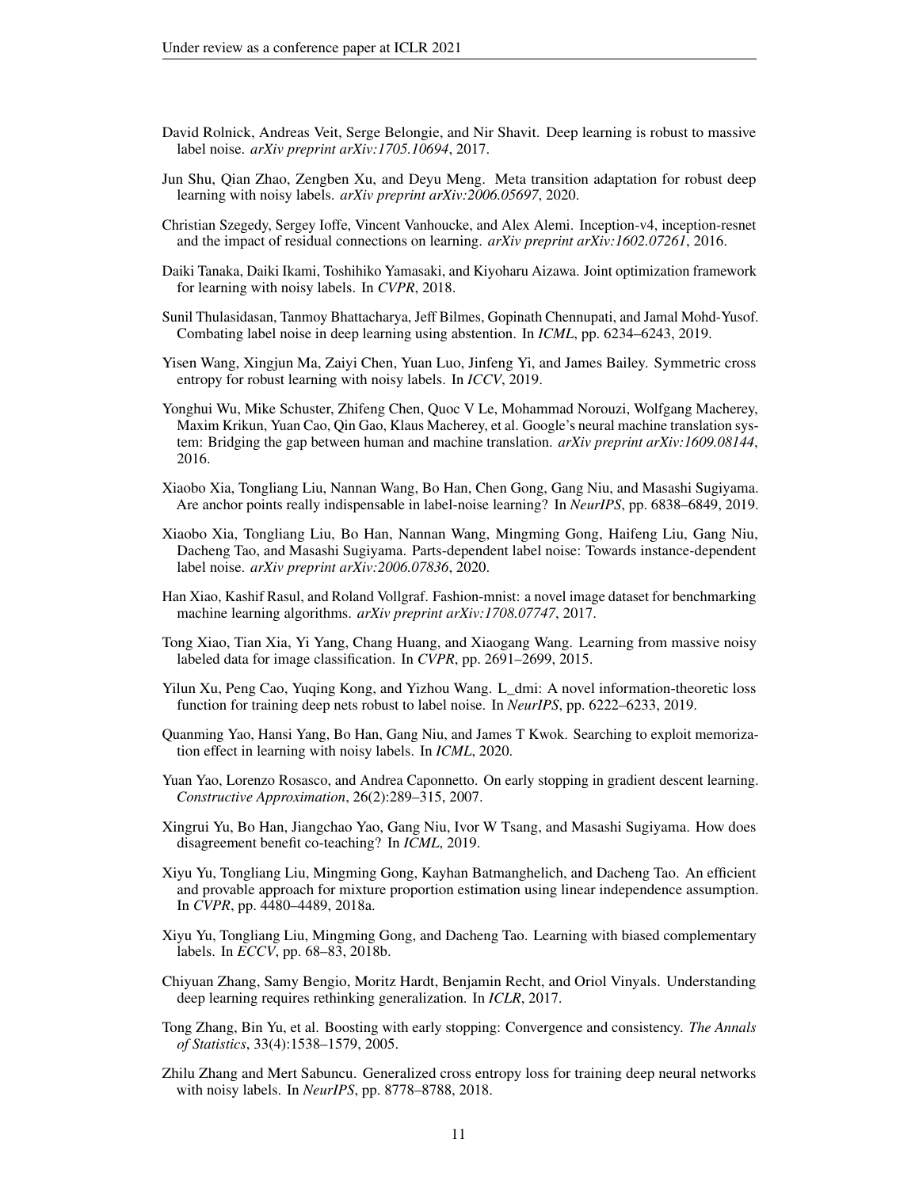David Rolnick, Andreas Veit, Serge Belongie, and Nir Shavit. Deep learning is robust to massive label noise. *arXiv preprint arXiv:1705.10694*, 2017.

Jun Shu, Qian Zhao, Zengben Xu, and Deyu Meng. Meta transition adaptation for robust deep learning with noisy labels. *arXiv preprint arXiv:2006.05697*, 2020.

Christian Szegedy, Sergey Ioffe, Vincent Vanhoucke, and Alex Alemi. Inception-v4, inception-resnet and the impact of residual connections on learning. *arXiv preprint arXiv:1602.07261*, 2016.

Daiki Tanaka, Daiki Ikami, Toshihiko Yamasaki, and Kiyoharu Aizawa. Joint optimization framework for learning with noisy labels. In *CVPR*, 2018.

Sunil Thulasidasan, Tanmoy Bhattacharya, Jeff Bilmes, Gopinath Chennupati, and Jamal Mohd-Yusof. Combating label noise in deep learning using abstention. In *ICML*, pp. 6234–6243, 2019.

Yisen Wang, Xingjun Ma, Zaiyi Chen, Yuan Luo, Jinfeng Yi, and James Bailey. Symmetric cross entropy for robust learning with noisy labels. In *ICCV*, 2019.

Yonghui Wu, Mike Schuster, Zhifeng Chen, Quoc V Le, Mohammad Norouzi, Wolfgang Macherey, Maxim Krikun, Yuan Cao, Qin Gao, Klaus Macherey, et al. Google's neural machine translation system: Bridging the gap between human and machine translation. *arXiv preprint arXiv:1609.08144*, 2016.

Xiaobo Xia, Tongliang Liu, Nannan Wang, Bo Han, Chen Gong, Gang Niu, and Masashi Sugiyama. Are anchor points really indispensable in label-noise learning? In *NeurIPS*, pp. 6838–6849, 2019.

Xiaobo Xia, Tongliang Liu, Bo Han, Nannan Wang, Mingming Gong, Haifeng Liu, Gang Niu, Dacheng Tao, and Masashi Sugiyama. Parts-dependent label noise: Towards instance-dependent label noise. *arXiv preprint arXiv:2006.07836*, 2020.

Han Xiao, Kashif Rasul, and Roland Vollgraf. Fashion-mnist: a novel image dataset for benchmarking machine learning algorithms. *arXiv preprint arXiv:1708.07747*, 2017.

Tong Xiao, Tian Xia, Yi Yang, Chang Huang, and Xiaogang Wang. Learning from massive noisy labeled data for image classification. In *CVPR*, pp. 2691–2699, 2015.

Yilun Xu, Peng Cao, Yuqing Kong, and Yizhou Wang. L_dmi: A novel information-theoretic loss function for training deep nets robust to label noise. In *NeurIPS*, pp. 6222–6233, 2019.

Quanming Yao, Hansi Yang, Bo Han, Gang Niu, and James T Kwok. Searching to exploit memorization effect in learning with noisy labels. In *ICML*, 2020.

Yuan Yao, Lorenzo Rosasco, and Andrea Caponnetto. On early stopping in gradient descent learning. *Constructive Approximation*, 26(2):289–315, 2007.

Xingrui Yu, Bo Han, Jiangchao Yao, Gang Niu, Ivor W Tsang, and Masashi Sugiyama. How does disagreement benefit co-teaching? In *ICML*, 2019.

Xiyu Yu, Tongliang Liu, Mingming Gong, Kayhan Batmanghelich, and Dacheng Tao. An efficient and provable approach for mixture proportion estimation using linear independence assumption. In *CVPR*, pp. 4480–4489, 2018a.

Xiyu Yu, Tongliang Liu, Mingming Gong, and Dacheng Tao. Learning with biased complementary labels. In *ECCV*, pp. 68–83, 2018b.

Chiyuan Zhang, Samy Bengio, Moritz Hardt, Benjamin Recht, and Oriol Vinyals. Understanding deep learning requires rethinking generalization. In *ICLR*, 2017.

Tong Zhang, Bin Yu, et al. Boosting with early stopping: Convergence and consistency. *The Annals of Statistics*, 33(4):1538–1579, 2005.

Zhilu Zhang and Mert Sabuncu. Generalized cross entropy loss for training deep neural networks with noisy labels. In *NeurIPS*, pp. 8778–8788, 2018.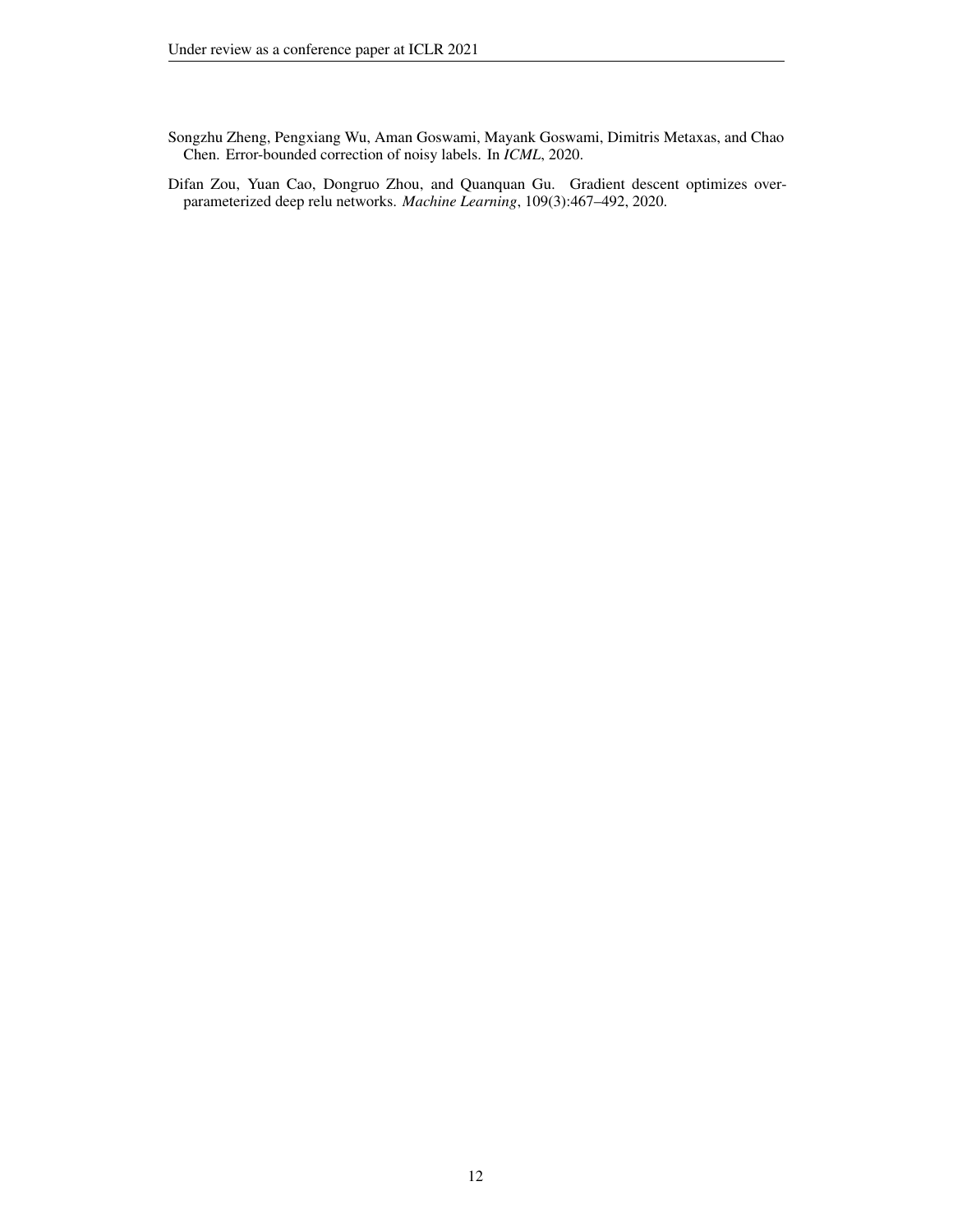Songzhu Zheng, Pengxiang Wu, Aman Goswami, Mayank Goswami, Dimitris Metaxas, and Chao Chen. Error-bounded correction of noisy labels. In *ICML*, 2020.

Difan Zou, Yuan Cao, Dongruo Zhou, and Quanquan Gu. Gradient descent optimizes over-parameterized deep relu networks. *Machine Learning*, 109(3):467–492, 2020.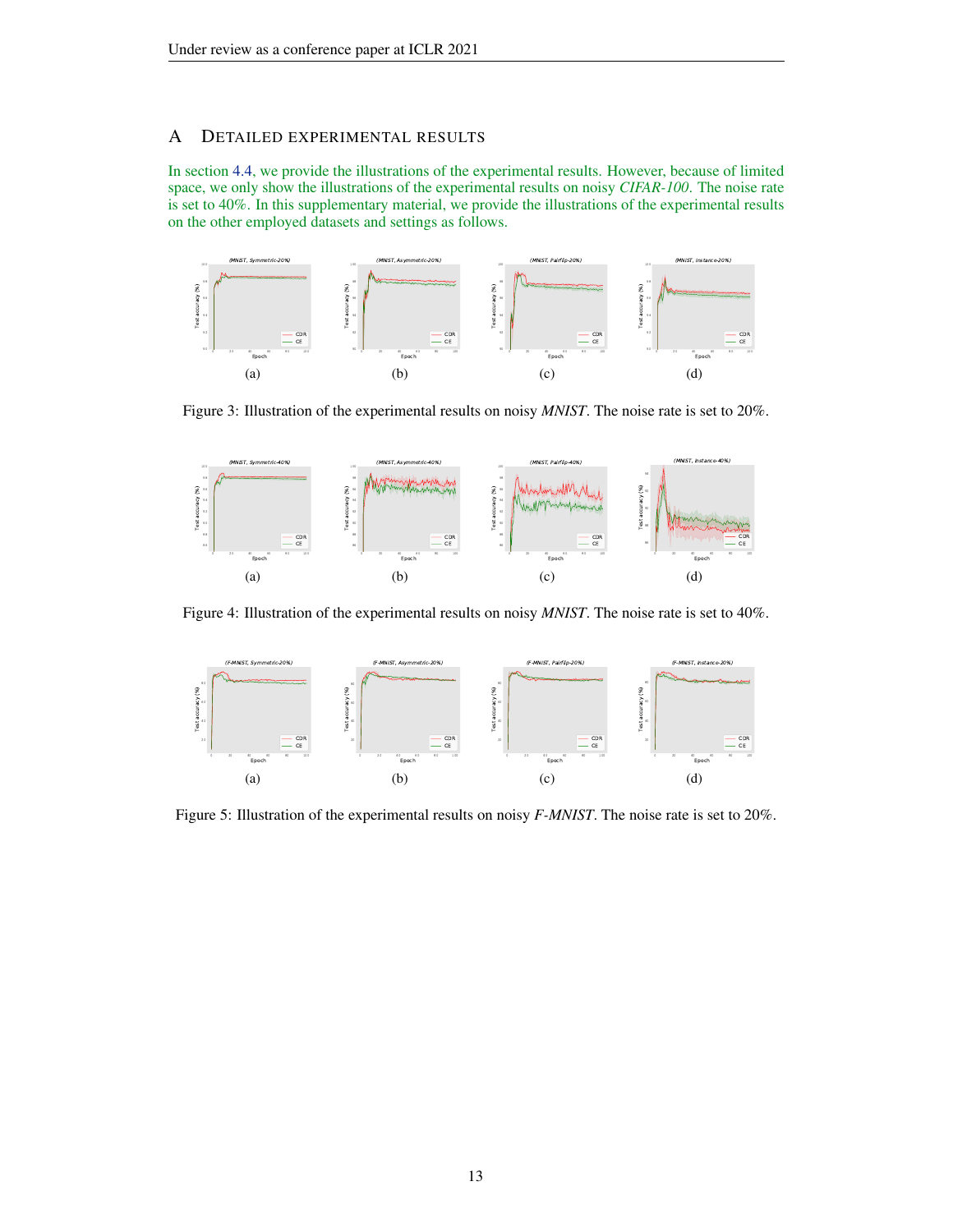# A Detailed Experimental Results

In section 4.4, we provide the illustrations of the experimental results. However, because of limited space, we only show the illustrations of the experimental results on noisy *CIFAR-100*. The noise rate is set to 40%. In this supplementary material, we provide the illustrations of the experimental results on the other employed datasets and settings as follows.

(a) (b) (c) (d)

Figure 3: Illustration of the experimental results on noisy *MNIST*. The noise rate is set to 20%.

(a) (b) (c) (d)

Figure 4: Illustration of the experimental results on noisy *MNIST*. The noise rate is set to 40%.

(a) (b) (c) (d)

Figure 5: Illustration of the experimental results on noisy *F-MNIST*. The noise rate is set to 20%.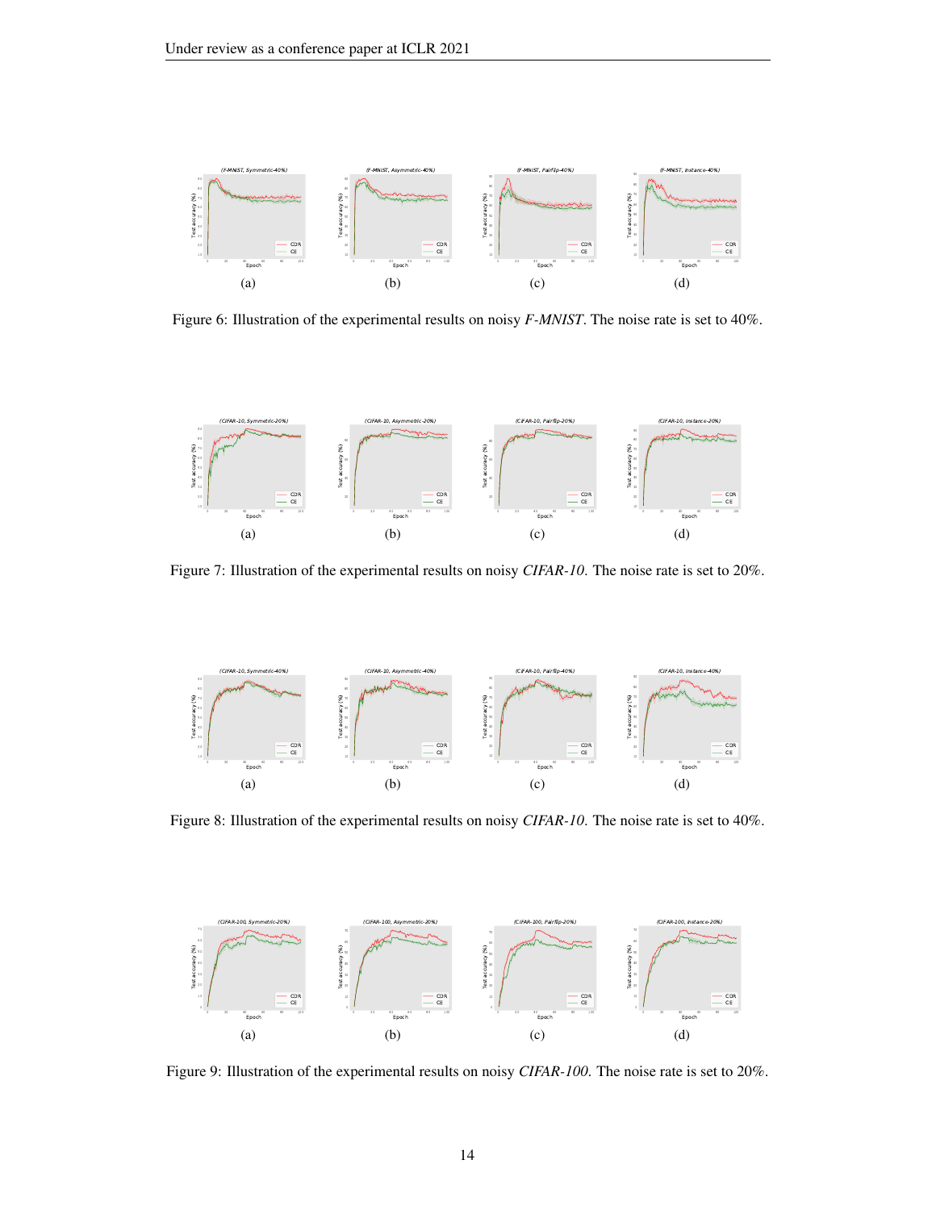(F-MNIST, Symmetric-40%)

(a)

(F-MNIST, Asymmetric-40%)

(b)

(F-MNIST, Pairflip-40%)

(c)

(F-MNIST, Instance-40%)

(d)

Figure 6: Illustration of the experimental results on noisy *F-MNIST*. The noise rate is set to 40%.

(CIFAR-10, Symmetric-20%)

(a)

(CIFAR-10, Asymmetric-20%)

(b)

(CIFAR-10, Pairflip-20%)

(c)

(CIFAR-10, Instance-20%)

(d)

Figure 7: Illustration of the experimental results on noisy *CIFAR-10*. The noise rate is set to 20%.

(CIFAR-10, Symmetric-40%)

(a)

(CIFAR-10, Asymmetric-40%)

(b)

(CIFAR-10, Pairflip-40%)

(c)

(CIFAR-10, Instance-40%)

(d)

Figure 8: Illustration of the experimental results on noisy *CIFAR-10*. The noise rate is set to 40%.

(CIFAR-100, Symmetric-20%)

(a)

(CIFAR-100, Asymmetric-20%)

(b)

(CIFAR-100, Pairflip-20%)

(c)

(CIFAR-100, Instance-20%)

(d)

Figure 9: Illustration of the experimental results on noisy *CIFAR-100*. The noise rate is set to 20%.